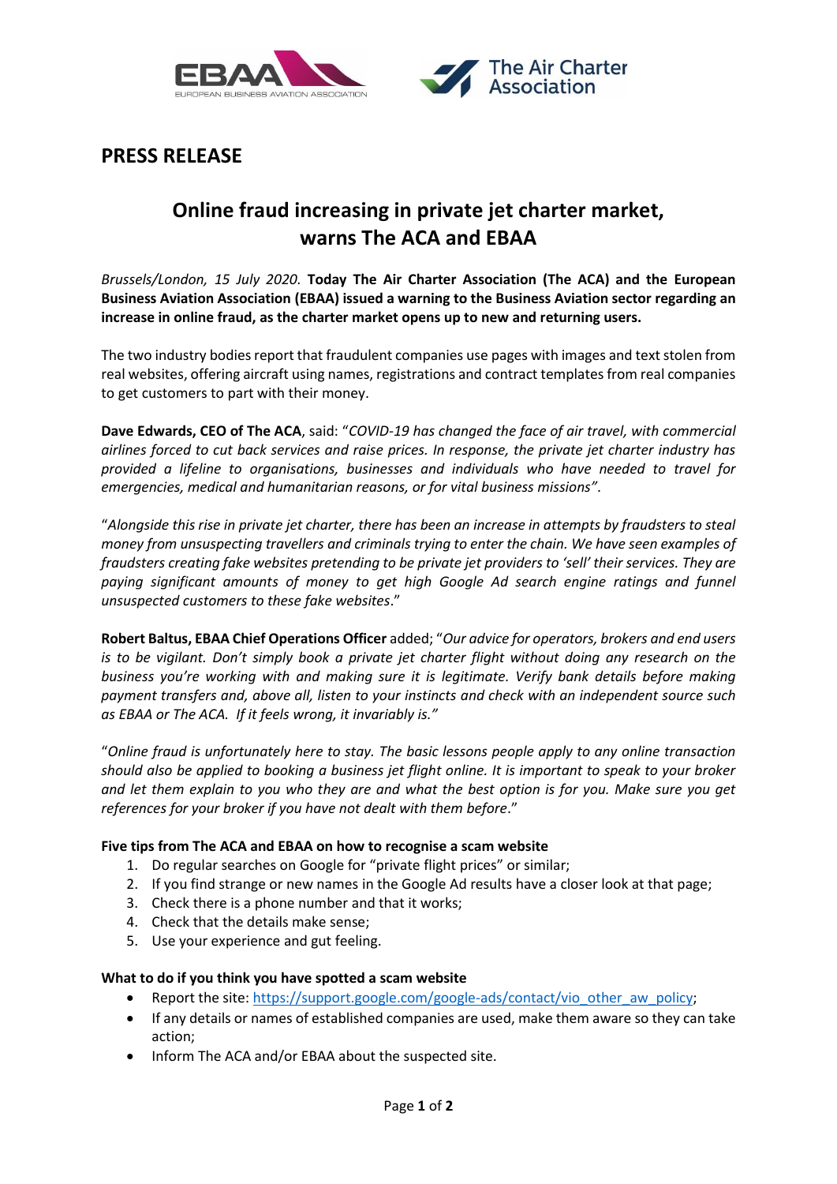## PRESS RELEASE

# Online fraud increasing in private jet charter market, warns The ACA and EBAA

*Brussels/London, 15 July 2020.* **Today The Air Charter Association (The ACA) and the European Business Aviation Association (EBAA) issued a warning to the Business Aviation sector regarding an increase in online fraud, as the charter market opens up to new and returning users.**

The two industry bodies report that fraudulent companies use pages with images and text stolen from real websites, offering aircraft using names, registrations and contract templates from real companies to get customers to part with their money.

**Dave Edwards, CEO of The ACA**, said: "*COVID-19 has changed the face of air travel, with commercial airlines forced to cut back services and raise prices. In response, the private jet charter industry has provided a lifeline to organisations, businesses and individuals who have needed to travel for emergencies, medical and humanitarian reasons, or for vital business missions"*.

"*Alongside this rise in private jet charter, there has been an increase in attempts by fraudsters to steal money from unsuspecting travellers and criminals trying to enter the chain. We have seen examples of fraudsters creating fake websites pretending to be private jet providers to 'sell' their services. They are paying significant amounts of money to get high Google Ad search engine ratings and funnel unsuspected customers to these fake websites*."

**Robert Baltus, EBAA Chief Operations Officer** added; "*Our advice for operators, brokers and end users is to be vigilant. Don't simply book a private jet charter flight without doing any research on the business you're working with and making sure it is legitimate. Verify bank details before making payment transfers and, above all, listen to your instincts and check with an independent source such as EBAA or The ACA. If it feels wrong, it invariably is."*

"*Online fraud is unfortunately here to stay. The basic lessons people apply to any online transaction should also be applied to booking a business jet flight online. It is important to speak to your broker and let them explain to you who they are and what the best option is for you. Make sure you get references for your broker if you have not dealt with them before*."

**Five tips from The ACA and EBAA on how to recognise a scam website**

1. Do regular searches on Google for "private flight prices" or similar;
2. If you find strange or new names in the Google Ad results have a closer look at that page;
3. Check there is a phone number and that it works;
4. Check that the details make sense;
5. Use your experience and gut feeling.

**What to do if you think you have spotted a scam website**

- Report the site: https://support.google.com/google-ads/contact/vio_other_aw_policy;
- If any details or names of established companies are used, make them aware so they can take action;
- Inform The ACA and/or EBAA about the suspected site.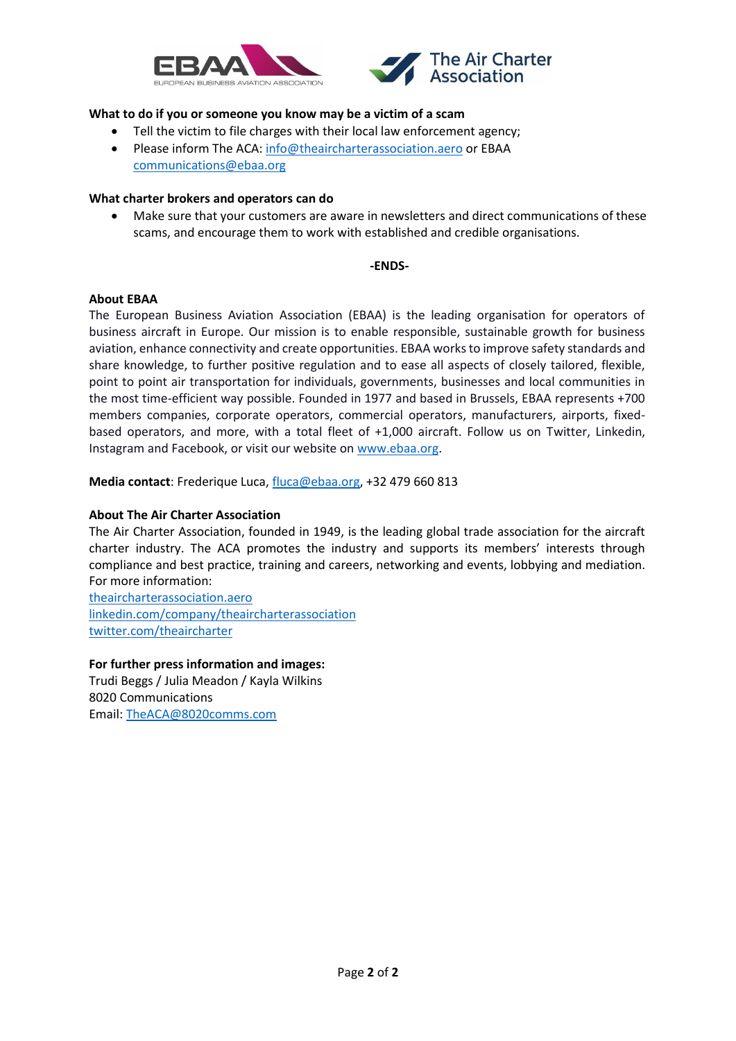**What to do if you or someone you know may be a victim of a scam**

- Tell the victim to file charges with their local law enforcement agency;
- Please inform The ACA: info@theaircharterassociation.aero or EBAA communications@ebaa.org

**What charter brokers and operators can do**

- Make sure that your customers are aware in newsletters and direct communications of these scams, and encourage them to work with established and credible organisations.

**-ENDS-**

**About EBAA**

The European Business Aviation Association (EBAA) is the leading organisation for operators of business aircraft in Europe. Our mission is to enable responsible, sustainable growth for business aviation, enhance connectivity and create opportunities. EBAA works to improve safety standards and share knowledge, to further positive regulation and to ease all aspects of closely tailored, flexible, point to point air transportation for individuals, governments, businesses and local communities in the most time-efficient way possible. Founded in 1977 and based in Brussels, EBAA represents +700 members companies, corporate operators, commercial operators, manufacturers, airports, fixed-based operators, and more, with a total fleet of +1,000 aircraft. Follow us on Twitter, Linkedin, Instagram and Facebook, or visit our website on www.ebaa.org.

**Media contact**: Frederique Luca, fluca@ebaa.org, +32 479 660 813

**About The Air Charter Association**

The Air Charter Association, founded in 1949, is the leading global trade association for the aircraft charter industry. The ACA promotes the industry and supports its members' interests through compliance and best practice, training and careers, networking and events, lobbying and mediation. For more information:
theaircharterassociation.aero
linkedin.com/company/theaircharterassociation
twitter.com/theaircharter

**For further press information and images:**
Trudi Beggs / Julia Meadon / Kayla Wilkins
8020 Communications
Email: TheACA@8020comms.com